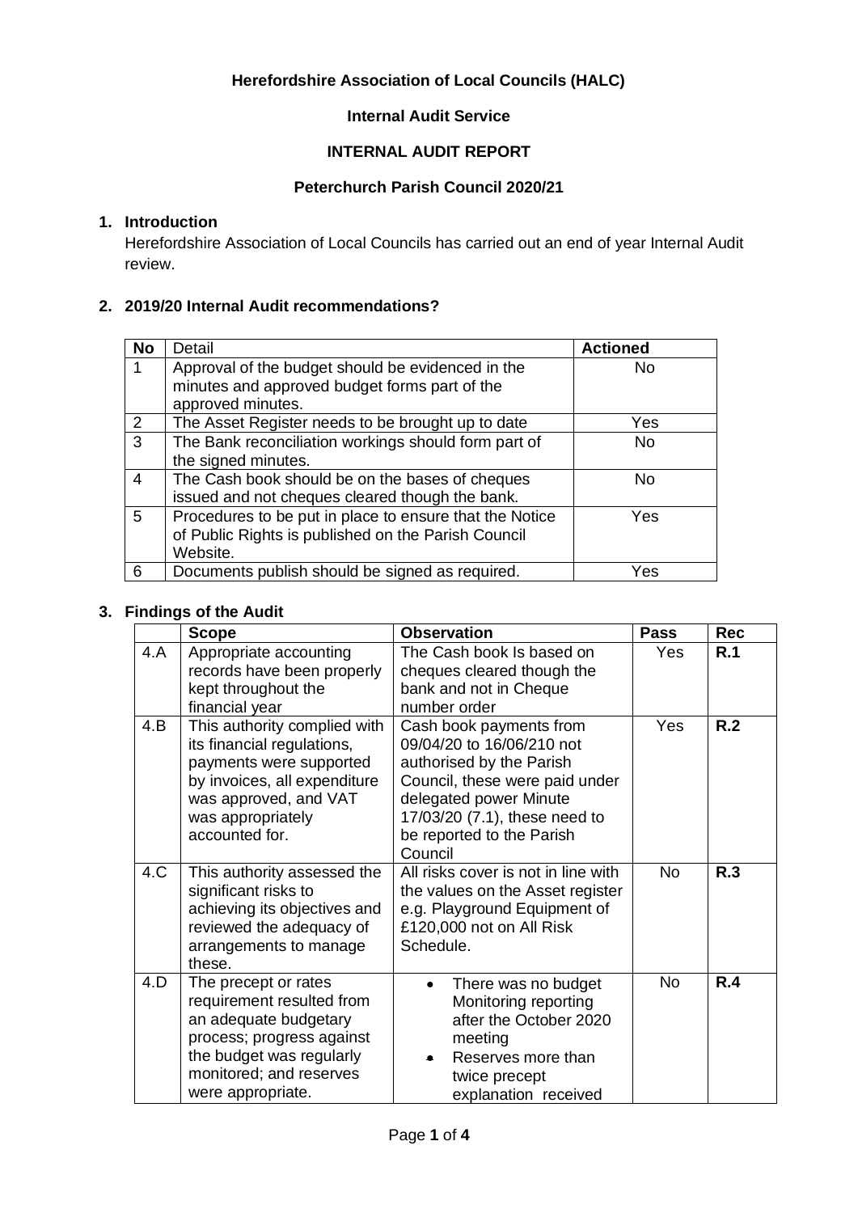**Herefordshire Association of Local Councils (HALC)**

**Internal Audit Service**

**INTERNAL AUDIT REPORT**

**Peterchurch Parish Council 2020/21**

## 1. Introduction

Herefordshire Association of Local Councils has carried out an end of year Internal Audit review.

## 2. 2019/20 Internal Audit recommendations?

| No | Detail | Actioned |
|---|---|---|
| 1 | Approval of the budget should be evidenced in the minutes and approved budget forms part of the approved minutes. | No |
| 2 | The Asset Register needs to be brought up to date | Yes |
| 3 | The Bank reconciliation workings should form part of the signed minutes. | No |
| 4 | The Cash book should be on the bases of cheques issued and not cheques cleared though the bank. | No |
| 5 | Procedures to be put in place to ensure that the Notice of Public Rights is published on the Parish Council Website. | Yes |
| 6 | Documents publish should be signed as required. | Yes |

## 3. Findings of the Audit

| | Scope | Observation | Pass | Rec |
|---|---|---|---|---|
| 4.A | Appropriate accounting records have been properly kept throughout the financial year | The Cash book Is based on cheques cleared though the bank and not in Cheque number order | Yes | **R.1** |
| 4.B | This authority complied with its financial regulations, payments were supported by invoices, all expenditure was approved, and VAT was appropriately accounted for. | Cash book payments from 09/04/20 to 16/06/210 not authorised by the Parish Council, these were paid under delegated power Minute 17/03/20 (7.1), these need to be reported to the Parish Council | Yes | **R.2** |
| 4.C | This authority assessed the significant risks to achieving its objectives and reviewed the adequacy of arrangements to manage these. | All risks cover is not in line with the values on the Asset register e.g. Playground Equipment of £120,000 not on All Risk Schedule. | No | **R.3** |
| 4.D | The precept or rates requirement resulted from an adequate budgetary process; progress against the budget was regularly monitored; and reserves were appropriate. | • There was no budget Monitoring reporting after the October 2020 meeting<br>• Reserves more than twice precept explanation received | No | **R.4** |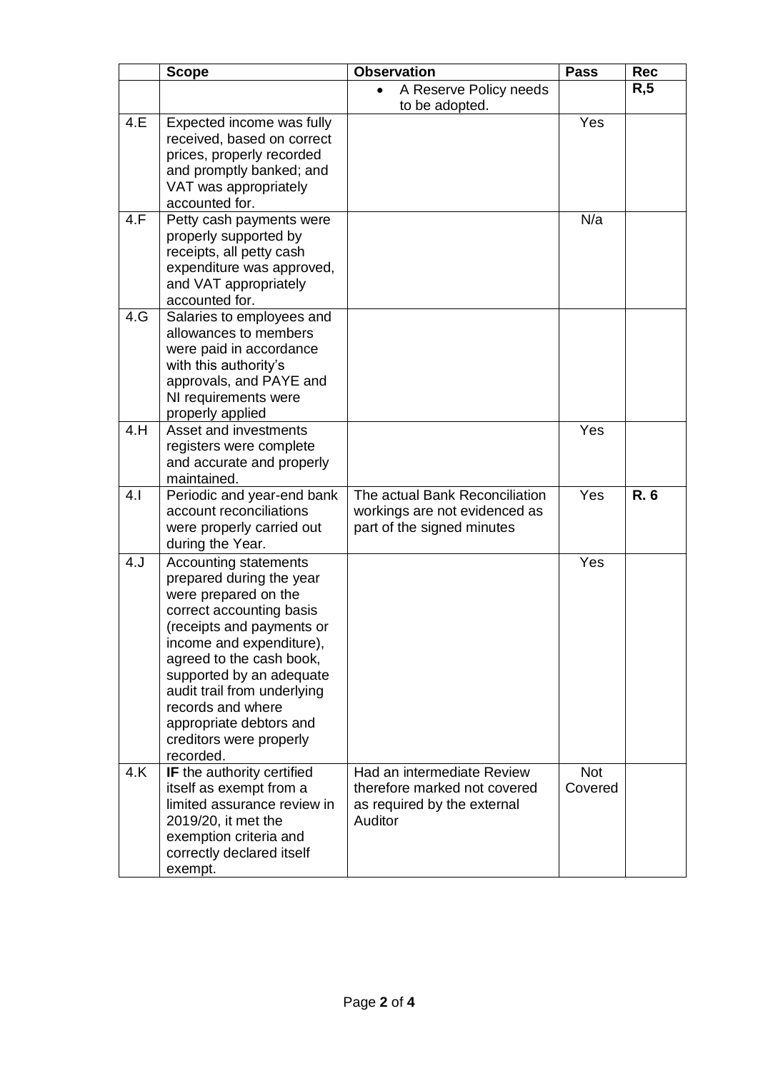| | Scope | Observation | Pass | Rec |
|---|---|---|---|---|
| | | • A Reserve Policy needs to be adopted. | | **R,5** |
| 4.E | Expected income was fully received, based on correct prices, properly recorded and promptly banked; and VAT was appropriately accounted for. | | Yes | |
| 4.F | Petty cash payments were properly supported by receipts, all petty cash expenditure was approved, and VAT appropriately accounted for. | | N/a | |
| 4.G | Salaries to employees and allowances to members were paid in accordance with this authority's approvals, and PAYE and NI requirements were properly applied | | | |
| 4.H | Asset and investments registers were complete and accurate and properly maintained. | | Yes | |
| 4.I | Periodic and year-end bank account reconciliations were properly carried out during the Year. | The actual Bank Reconciliation workings are not evidenced as part of the signed minutes | Yes | **R. 6** |
| 4.J | Accounting statements prepared during the year were prepared on the correct accounting basis (receipts and payments or income and expenditure), agreed to the cash book, supported by an adequate audit trail from underlying records and where appropriate debtors and creditors were properly recorded. | | Yes | |
| 4.K | **IF** the authority certified itself as exempt from a limited assurance review in 2019/20, it met the exemption criteria and correctly declared itself exempt. | Had an intermediate Review therefore marked not covered as required by the external Auditor | Not Covered | |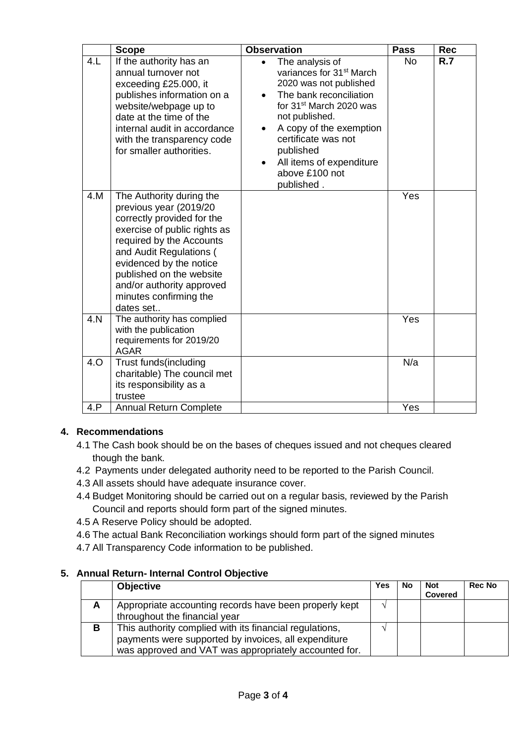| | Scope | Observation | Pass | Rec |
|---|---|---|---|---|
| 4.L | If the authority has an annual turnover not exceeding £25.000, it publishes information on a website/webpage up to date at the time of the internal audit in accordance with the transparency code for smaller authorities. | • The analysis of variances for 31st March 2020 was not published<br>• The bank reconciliation for 31st March 2020 was not published.<br>• A copy of the exemption certificate was not published<br>• All items of expenditure above £100 not published . | No | **R.7** |
| 4.M | The Authority during the previous year (2019/20 correctly provided for the exercise of public rights as required by the Accounts and Audit Regulations ( evidenced by the notice published on the website and/or authority approved minutes confirming the dates set.. | | Yes | |
| 4.N | The authority has complied with the publication requirements for 2019/20 AGAR | | Yes | |
| 4.O | Trust funds(including charitable) The council met its responsibility as a trustee | | N/a | |
| 4.P | Annual Return Complete | | Yes | |

## 4. Recommendations

4.1 The Cash book should be on the bases of cheques issued and not cheques cleared though the bank.

4.2 Payments under delegated authority need to be reported to the Parish Council.

4.3 All assets should have adequate insurance cover.

4.4 Budget Monitoring should be carried out on a regular basis, reviewed by the Parish Council and reports should form part of the signed minutes.

4.5 A Reserve Policy should be adopted.

4.6 The actual Bank Reconciliation workings should form part of the signed minutes

4.7 All Transparency Code information to be published.

## 5. Annual Return- Internal Control Objective

| | Objective | Yes | No | Not Covered | Rec No |
|---|---|---|---|---|---|
| **A** | Appropriate accounting records have been properly kept throughout the financial year | √ | | | |
| **B** | This authority complied with its financial regulations, payments were supported by invoices, all expenditure was approved and VAT was appropriately accounted for. | √ | | | |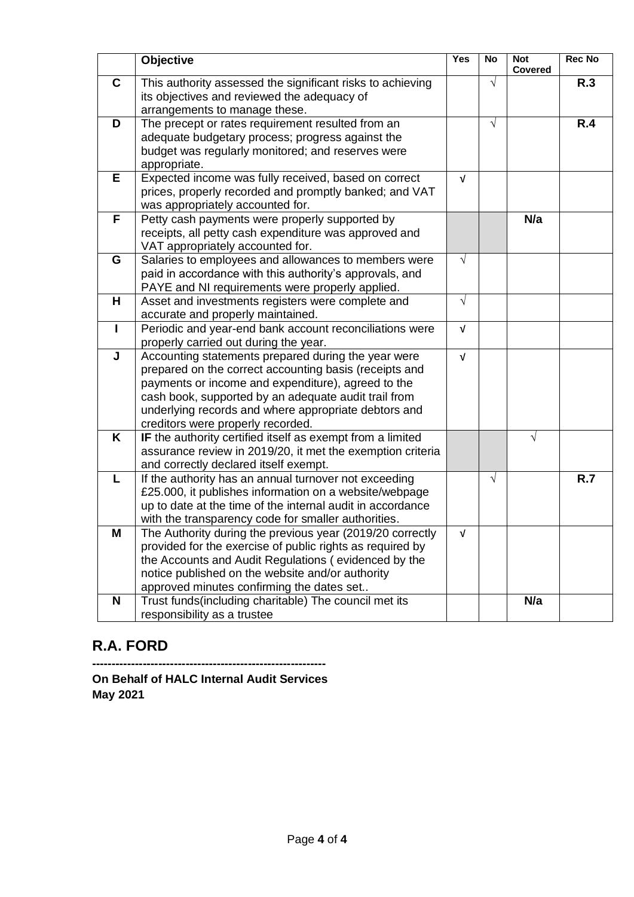| | Objective | Yes | No | Not Covered | Rec No |
|---|---|---|---|---|---|
| **C** | This authority assessed the significant risks to achieving its objectives and reviewed the adequacy of arrangements to manage these. | | √ | | **R.3** |
| **D** | The precept or rates requirement resulted from an adequate budgetary process; progress against the budget was regularly monitored; and reserves were appropriate. | | √ | | **R.4** |
| **E** | Expected income was fully received, based on correct prices, properly recorded and promptly banked; and VAT was appropriately accounted for. | √ | | | |
| **F** | Petty cash payments were properly supported by receipts, all petty cash expenditure was approved and VAT appropriately accounted for. | | | **N/a** | |
| **G** | Salaries to employees and allowances to members were paid in accordance with this authority's approvals, and PAYE and NI requirements were properly applied. | √ | | | |
| **H** | Asset and investments registers were complete and accurate and properly maintained. | √ | | | |
| **I** | Periodic and year-end bank account reconciliations were properly carried out during the year. | √ | | | |
| **J** | Accounting statements prepared during the year were prepared on the correct accounting basis (receipts and payments or income and expenditure), agreed to the cash book, supported by an adequate audit trail from underlying records and where appropriate debtors and creditors were properly recorded. | √ | | | |
| **K** | **IF** the authority certified itself as exempt from a limited assurance review in 2019/20, it met the exemption criteria and correctly declared itself exempt. | | | √ | |
| **L** | If the authority has an annual turnover not exceeding £25.000, it publishes information on a website/webpage up to date at the time of the internal audit in accordance with the transparency code for smaller authorities. | | √ | | **R.7** |
| **M** | The Authority during the previous year (2019/20 correctly provided for the exercise of public rights as required by the Accounts and Audit Regulations ( evidenced by the notice published on the website and/or authority approved minutes confirming the dates set.. | √ | | | |
| **N** | Trust funds(including charitable) The council met its responsibility as a trustee | | | **N/a** | |

## R.A. FORD

**------------------------------------------------------------**

**On Behalf of HALC Internal Audit Services**
**May 2021**